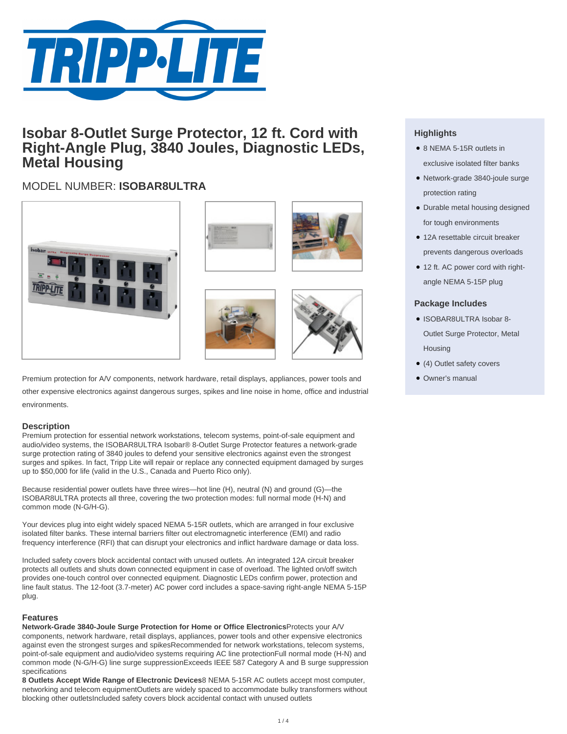# Isobar 8-Outlet Surge Protector, 12 ft. Cord with Right-Angle Plug, 3840 Joules, Diagnostic LEDs, Metal Housing

## MODEL NUMBER: **ISOBAR8ULTRA**

Premium protection for A/V components, network hardware, retail displays, appliances, power tools and other expensive electronics against dangerous surges, spikes and line noise in home, office and industrial environments.

### Description

Premium protection for essential network workstations, telecom systems, point-of-sale equipment and audio/video systems, the ISOBAR8ULTRA Isobar® 8-Outlet Surge Protector features a network-grade surge protection rating of 3840 joules to defend your sensitive electronics against even the strongest surges and spikes. In fact, Tripp Lite will repair or replace any connected equipment damaged by surges up to $50,000 for life (valid in the U.S., Canada and Puerto Rico only).

Because residential power outlets have three wires—hot line (H), neutral (N) and ground (G)—the ISOBAR8ULTRA protects all three, covering the two protection modes: full normal mode (H-N) and common mode (N-G/H-G).

Your devices plug into eight widely spaced NEMA 5-15R outlets, which are arranged in four exclusive isolated filter banks. These internal barriers filter out electromagnetic interference (EMI) and radio frequency interference (RFI) that can disrupt your electronics and inflict hardware damage or data loss.

Included safety covers block accidental contact with unused outlets. An integrated 12A circuit breaker protects all outlets and shuts down connected equipment in case of overload. The lighted on/off switch provides one-touch control over connected equipment. Diagnostic LEDs confirm power, protection and line fault status. The 12-foot (3.7-meter) AC power cord includes a space-saving right-angle NEMA 5-15P plug.

### Features

**Network-Grade 3840-Joule Surge Protection for Home or Office Electronics**Protects your A/V components, network hardware, retail displays, appliances, power tools and other expensive electronics against even the strongest surges and spikesRecommended for network workstations, telecom systems, point-of-sale equipment and audio/video systems requiring AC line protectionFull normal mode (H-N) and common mode (N-G/H-G) line surge suppressionExceeds IEEE 587 Category A and B surge suppression specifications

**8 Outlets Accept Wide Range of Electronic Devices**8 NEMA 5-15R AC outlets accept most computer, networking and telecom equipmentOutlets are widely spaced to accommodate bulky transformers without blocking other outletsIncluded safety covers block accidental contact with unused outlets

### Highlights

- 8 NEMA 5-15R outlets in exclusive isolated filter banks
- Network-grade 3840-joule surge protection rating
- Durable metal housing designed for tough environments
- 12A resettable circuit breaker prevents dangerous overloads
- 12 ft. AC power cord with right-angle NEMA 5-15P plug

### Package Includes

- ISOBAR8ULTRA Isobar 8-Outlet Surge Protector, Metal Housing
- (4) Outlet safety covers
- Owner's manual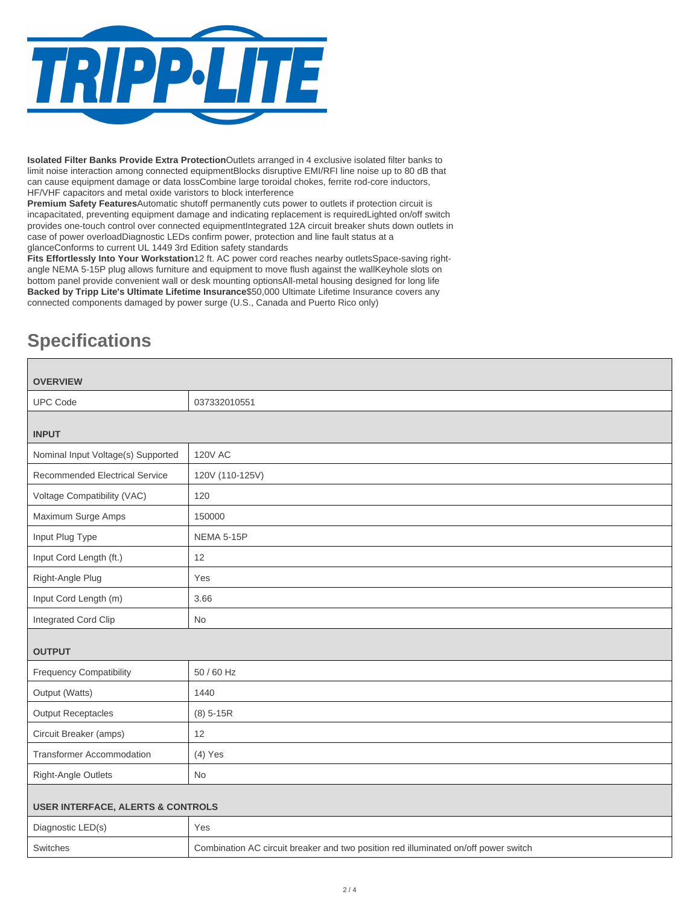**Isolated Filter Banks Provide Extra Protection**Outlets arranged in 4 exclusive isolated filter banks to limit noise interaction among connected equipmentBlocks disruptive EMI/RFI line noise up to 80 dB that can cause equipment damage or data lossCombine large toroidal chokes, ferrite rod-core inductors, HF/VHF capacitors and metal oxide varistors to block interference

**Premium Safety Features**Automatic shutoff permanently cuts power to outlets if protection circuit is incapacitated, preventing equipment damage and indicating replacement is requiredLighted on/off switch provides one-touch control over connected equipmentIntegrated 12A circuit breaker shuts down outlets in case of power overloadDiagnostic LEDs confirm power, protection and line fault status at a glanceConforms to current UL 1449 3rd Edition safety standards

**Fits Effortlessly Into Your Workstation**12 ft. AC power cord reaches nearby outletsSpace-saving right-angle NEMA 5-15P plug allows furniture and equipment to move flush against the wallKeyhole slots on bottom panel provide convenient wall or desk mounting optionsAll-metal housing designed for long life

**Backed by Tripp Lite's Ultimate Lifetime Insurance**$50,000 Ultimate Lifetime Insurance covers any connected components damaged by power surge (U.S., Canada and Puerto Rico only)

## Specifications

| **OVERVIEW** | |
|---|---|
| UPC Code | 037332010551 |
| **INPUT** | |
| Nominal Input Voltage(s) Supported | 120V AC |
| Recommended Electrical Service | 120V (110-125V) |
| Voltage Compatibility (VAC) | 120 |
| Maximum Surge Amps | 150000 |
| Input Plug Type | NEMA 5-15P |
| Input Cord Length (ft.) | 12 |
| Right-Angle Plug | Yes |
| Input Cord Length (m) | 3.66 |
| Integrated Cord Clip | No |
| **OUTPUT** | |
| Frequency Compatibility | 50 / 60 Hz |
| Output (Watts) | 1440 |
| Output Receptacles | (8) 5-15R |
| Circuit Breaker (amps) | 12 |
| Transformer Accommodation | (4) Yes |
| Right-Angle Outlets | No |
| **USER INTERFACE, ALERTS & CONTROLS** | |
| Diagnostic LED(s) | Yes |
| Switches | Combination AC circuit breaker and two position red illuminated on/off power switch |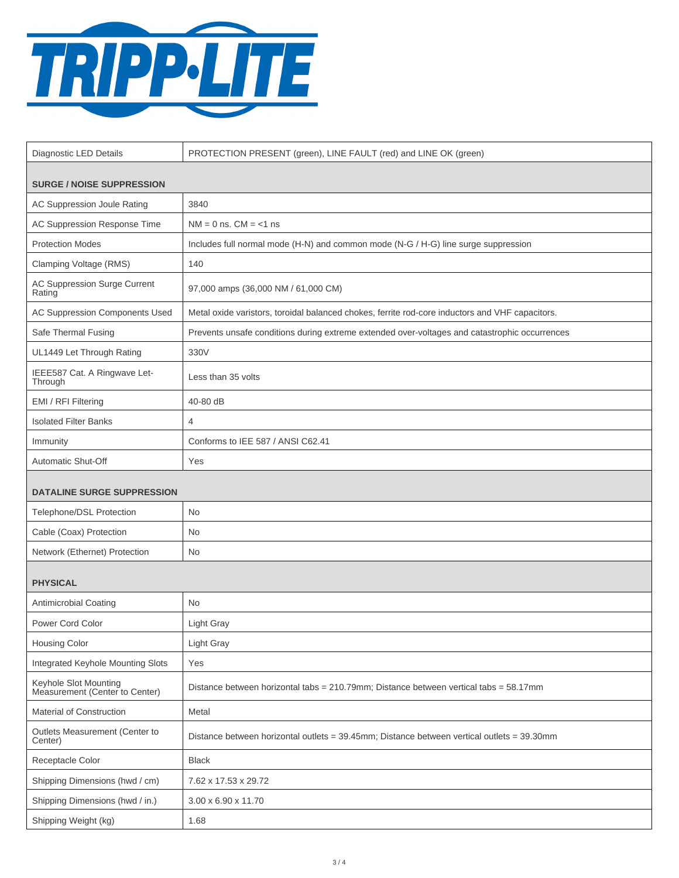| | |
|---|---|
| Diagnostic LED Details | PROTECTION PRESENT (green), LINE FAULT (red) and LINE OK (green) |
| **SURGE / NOISE SUPPRESSION** | |
| AC Suppression Joule Rating | 3840 |
| AC Suppression Response Time | NM = 0 ns. CM = <1 ns |
| Protection Modes | Includes full normal mode (H-N) and common mode (N-G / H-G) line surge suppression |
| Clamping Voltage (RMS) | 140 |
| AC Suppression Surge Current Rating | 97,000 amps (36,000 NM / 61,000 CM) |
| AC Suppression Components Used | Metal oxide varistors, toroidal balanced chokes, ferrite rod-core inductors and VHF capacitors. |
| Safe Thermal Fusing | Prevents unsafe conditions during extreme extended over-voltages and catastrophic occurrences |
| UL1449 Let Through Rating | 330V |
| IEEE587 Cat. A Ringwave Let-Through | Less than 35 volts |
| EMI / RFI Filtering | 40-80 dB |
| Isolated Filter Banks | 4 |
| Immunity | Conforms to IEE 587 / ANSI C62.41 |
| Automatic Shut-Off | Yes |
| **DATALINE SURGE SUPPRESSION** | |
| Telephone/DSL Protection | No |
| Cable (Coax) Protection | No |
| Network (Ethernet) Protection | No |
| **PHYSICAL** | |
| Antimicrobial Coating | No |
| Power Cord Color | Light Gray |
| Housing Color | Light Gray |
| Integrated Keyhole Mounting Slots | Yes |
| Keyhole Slot Mounting Measurement (Center to Center) | Distance between horizontal tabs = 210.79mm; Distance between vertical tabs = 58.17mm |
| Material of Construction | Metal |
| Outlets Measurement (Center to Center) | Distance between horizontal outlets = 39.45mm; Distance between vertical outlets = 39.30mm |
| Receptacle Color | Black |
| Shipping Dimensions (hwd / cm) | 7.62 x 17.53 x 29.72 |
| Shipping Dimensions (hwd / in.) | 3.00 x 6.90 x 11.70 |
| Shipping Weight (kg) | 1.68 |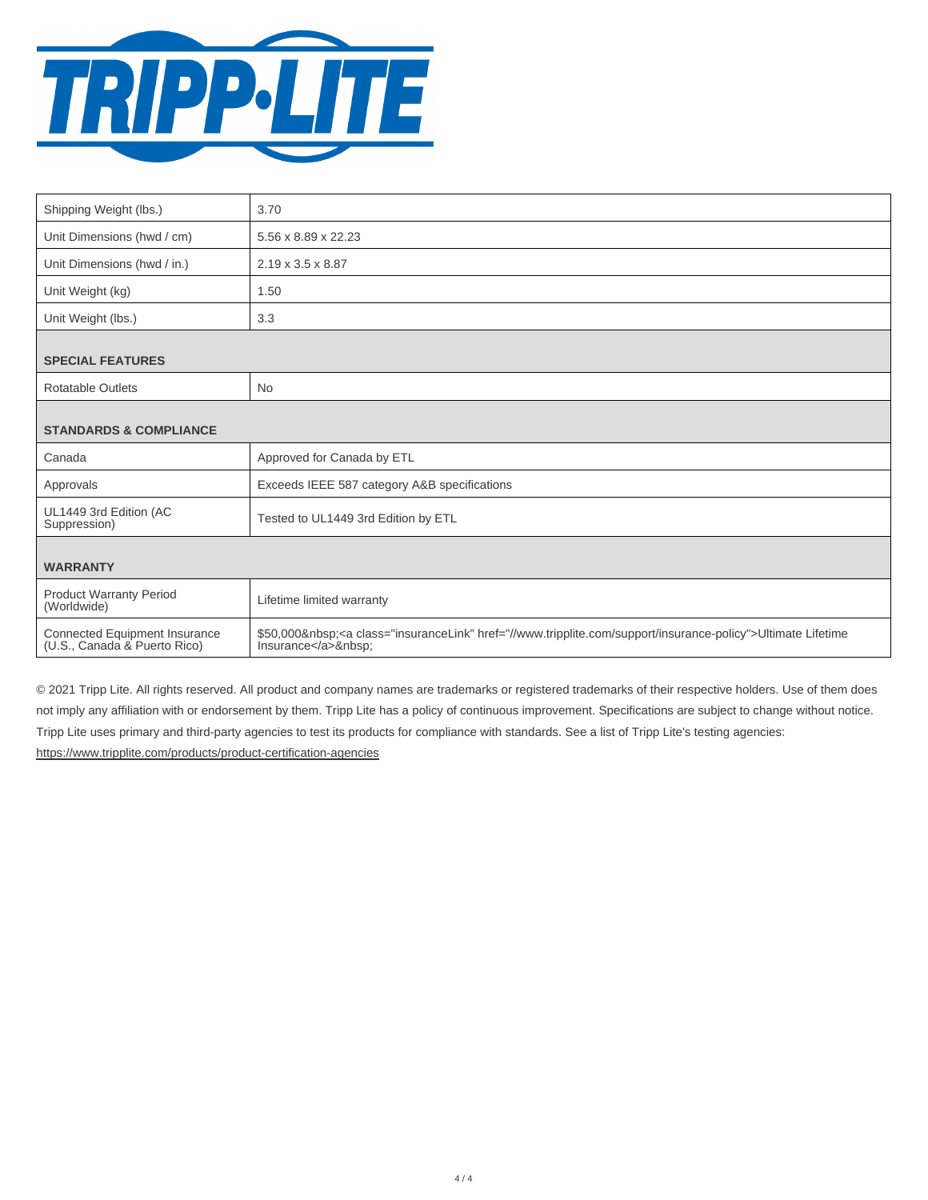| | |
|---|---|
| Shipping Weight (lbs.) | 3.70 |
| Unit Dimensions (hwd / cm) | 5.56 x 8.89 x 22.23 |
| Unit Dimensions (hwd / in.) | 2.19 x 3.5 x 8.87 |
| Unit Weight (kg) | 1.50 |
| Unit Weight (lbs.) | 3.3 |
| **SPECIAL FEATURES** | |
| Rotatable Outlets | No |
| **STANDARDS & COMPLIANCE** | |
| Canada | Approved for Canada by ETL |
| Approvals | Exceeds IEEE 587 category A&B specifications |
| UL1449 3rd Edition (AC Suppression) | Tested to UL1449 3rd Edition by ETL |
| **WARRANTY** | |
| Product Warranty Period (Worldwide) | Lifetime limited warranty |
| Connected Equipment Insurance (U.S., Canada & Puerto Rico) | $50,000&nbsp;<a class="insuranceLink" href="//www.tripplite.com/support/insurance-policy">Ultimate Lifetime Insurance</a>&nbsp; |

© 2021 Tripp Lite. All rights reserved. All product and company names are trademarks or registered trademarks of their respective holders. Use of them does not imply any affiliation with or endorsement by them. Tripp Lite has a policy of continuous improvement. Specifications are subject to change without notice. Tripp Lite uses primary and third-party agencies to test its products for compliance with standards. See a list of Tripp Lite's testing agencies: https://www.tripplite.com/products/product-certification-agencies